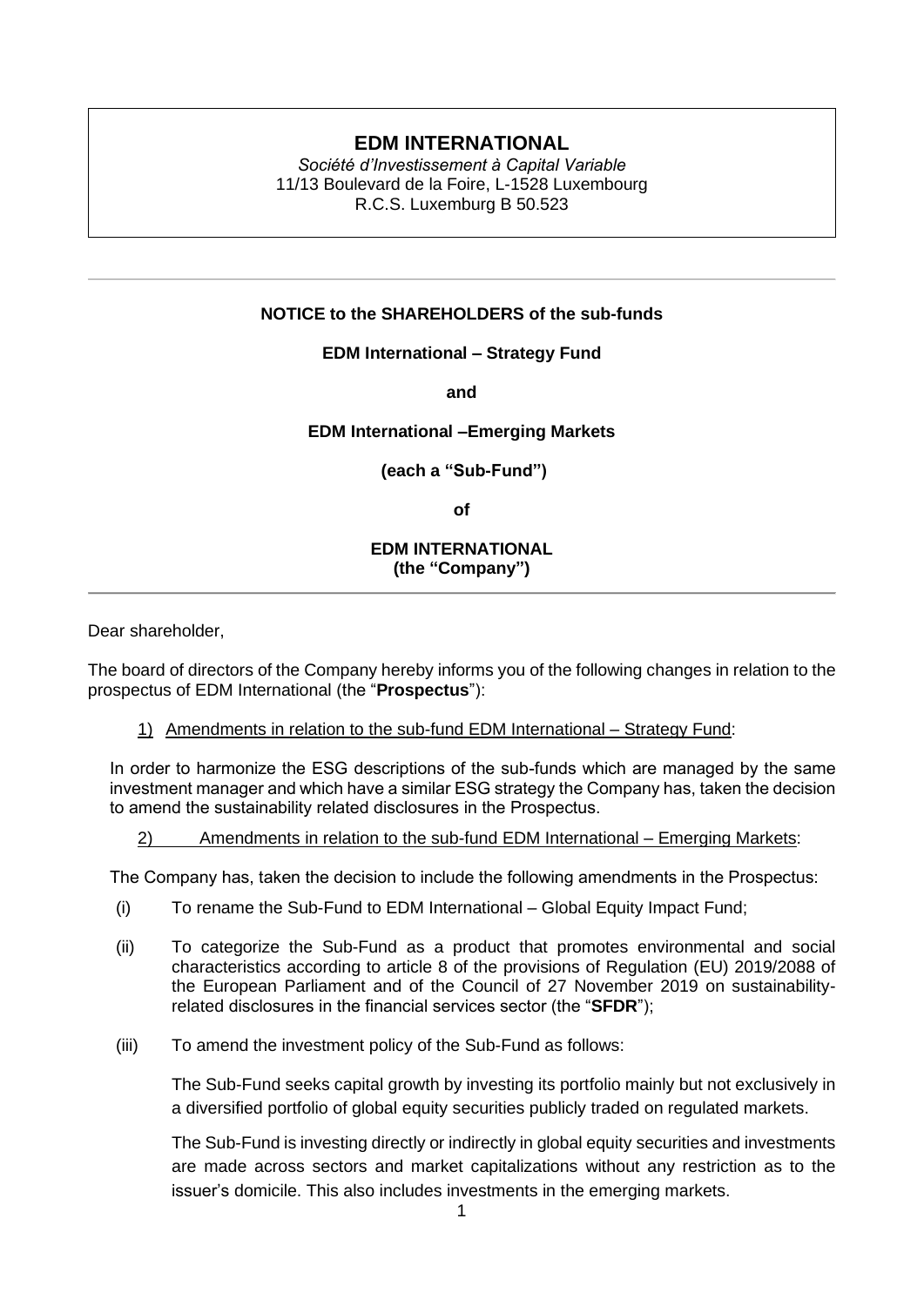**EDM INTERNATIONAL**

*Société d'Investissement à Capital Variable*
11/13 Boulevard de la Foire, L-1528 Luxembourg
R.C.S. Luxemburg B 50.523

---

**NOTICE to the SHAREHOLDERS of the sub-funds**

**EDM International – Strategy Fund**

**and**

**EDM International –Emerging Markets**

**(each a "Sub-Fund")**

**of**

**EDM INTERNATIONAL**
**(the "Company")**

---

Dear shareholder,

The board of directors of the Company hereby informs you of the following changes in relation to the prospectus of EDM International (the "**Prospectus**"):

1) Amendments in relation to the sub-fund EDM International – Strategy Fund:

In order to harmonize the ESG descriptions of the sub-funds which are managed by the same investment manager and which have a similar ESG strategy the Company has, taken the decision to amend the sustainability related disclosures in the Prospectus.

2) Amendments in relation to the sub-fund EDM International – Emerging Markets:

The Company has, taken the decision to include the following amendments in the Prospectus:

(i) To rename the Sub-Fund to EDM International – Global Equity Impact Fund;

(ii) To categorize the Sub-Fund as a product that promotes environmental and social characteristics according to article 8 of the provisions of Regulation (EU) 2019/2088 of the European Parliament and of the Council of 27 November 2019 on sustainability-related disclosures in the financial services sector (the "**SFDR**");

(iii) To amend the investment policy of the Sub-Fund as follows:

The Sub-Fund seeks capital growth by investing its portfolio mainly but not exclusively in a diversified portfolio of global equity securities publicly traded on regulated markets.

The Sub-Fund is investing directly or indirectly in global equity securities and investments are made across sectors and market capitalizations without any restriction as to the issuer's domicile. This also includes investments in the emerging markets.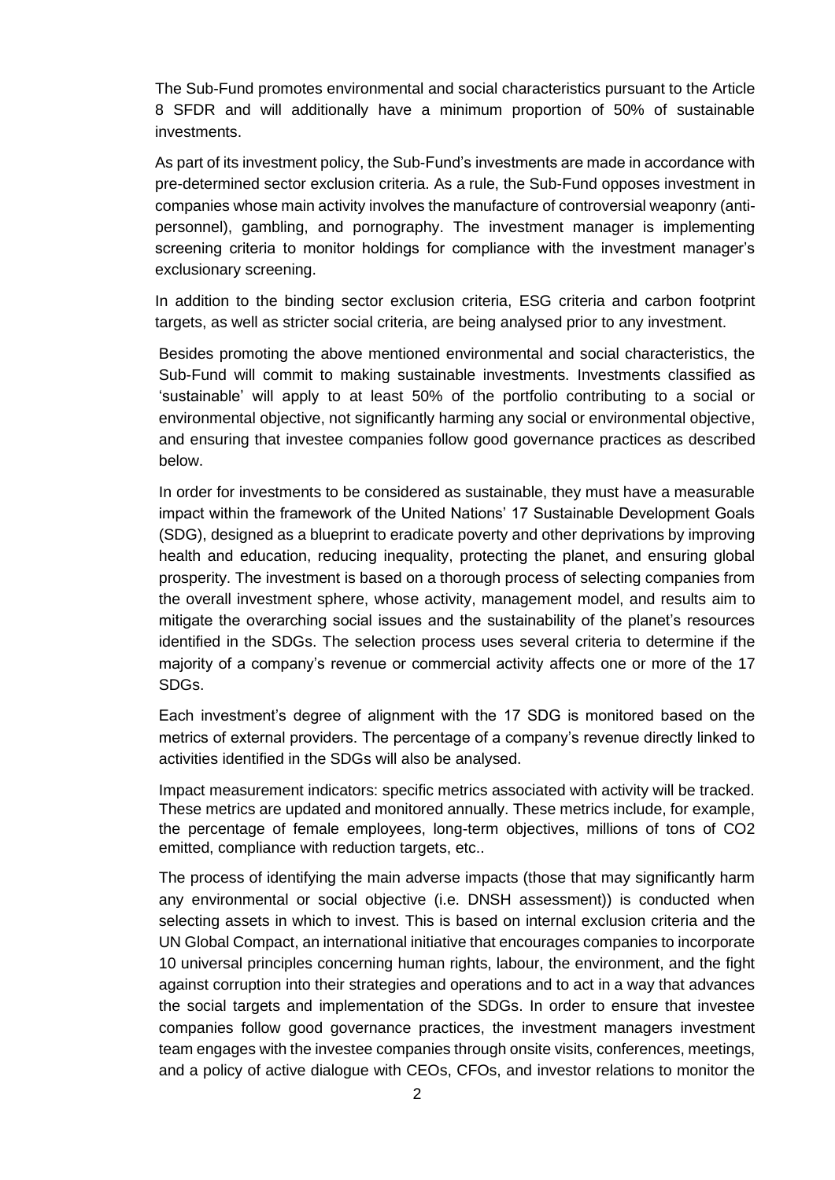The Sub-Fund promotes environmental and social characteristics pursuant to the Article 8 SFDR and will additionally have a minimum proportion of 50% of sustainable investments.

As part of its investment policy, the Sub-Fund's investments are made in accordance with pre-determined sector exclusion criteria. As a rule, the Sub-Fund opposes investment in companies whose main activity involves the manufacture of controversial weaponry (anti-personnel), gambling, and pornography. The investment manager is implementing screening criteria to monitor holdings for compliance with the investment manager's exclusionary screening.

In addition to the binding sector exclusion criteria, ESG criteria and carbon footprint targets, as well as stricter social criteria, are being analysed prior to any investment.

Besides promoting the above mentioned environmental and social characteristics, the Sub-Fund will commit to making sustainable investments. Investments classified as 'sustainable' will apply to at least 50% of the portfolio contributing to a social or environmental objective, not significantly harming any social or environmental objective, and ensuring that investee companies follow good governance practices as described below.

In order for investments to be considered as sustainable, they must have a measurable impact within the framework of the United Nations' 17 Sustainable Development Goals (SDG), designed as a blueprint to eradicate poverty and other deprivations by improving health and education, reducing inequality, protecting the planet, and ensuring global prosperity. The investment is based on a thorough process of selecting companies from the overall investment sphere, whose activity, management model, and results aim to mitigate the overarching social issues and the sustainability of the planet's resources identified in the SDGs. The selection process uses several criteria to determine if the majority of a company's revenue or commercial activity affects one or more of the 17 SDGs.

Each investment's degree of alignment with the 17 SDG is monitored based on the metrics of external providers. The percentage of a company's revenue directly linked to activities identified in the SDGs will also be analysed.

Impact measurement indicators: specific metrics associated with activity will be tracked. These metrics are updated and monitored annually. These metrics include, for example, the percentage of female employees, long-term objectives, millions of tons of $CO_2$ emitted, compliance with reduction targets, etc..

The process of identifying the main adverse impacts (those that may significantly harm any environmental or social objective (i.e. DNSH assessment)) is conducted when selecting assets in which to invest. This is based on internal exclusion criteria and the UN Global Compact, an international initiative that encourages companies to incorporate 10 universal principles concerning human rights, labour, the environment, and the fight against corruption into their strategies and operations and to act in a way that advances the social targets and implementation of the SDGs. In order to ensure that investee companies follow good governance practices, the investment managers investment team engages with the investee companies through onsite visits, conferences, meetings, and a policy of active dialogue with CEOs, CFOs, and investor relations to monitor the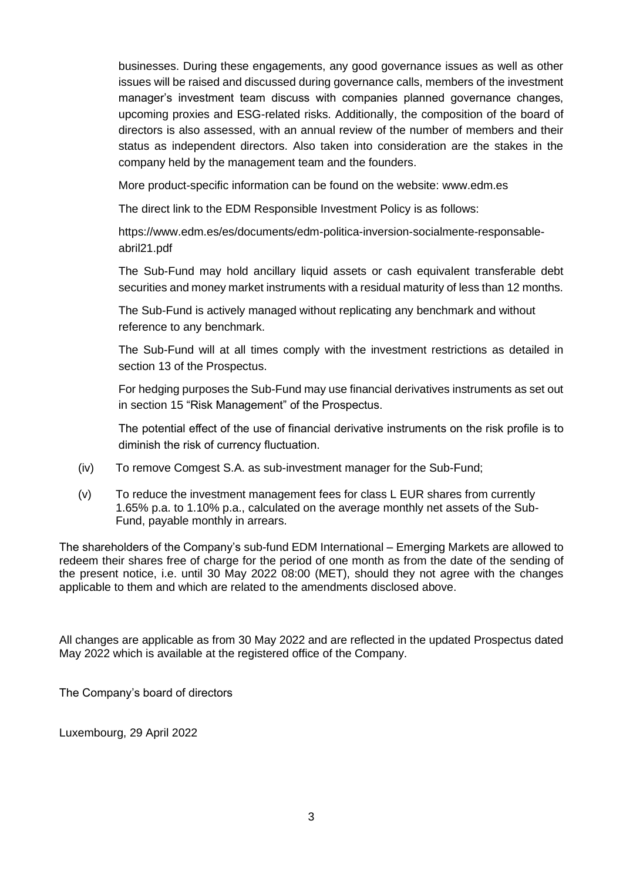businesses. During these engagements, any good governance issues as well as other issues will be raised and discussed during governance calls, members of the investment manager's investment team discuss with companies planned governance changes, upcoming proxies and ESG-related risks. Additionally, the composition of the board of directors is also assessed, with an annual review of the number of members and their status as independent directors. Also taken into consideration are the stakes in the company held by the management team and the founders.

More product-specific information can be found on the website: www.edm.es

The direct link to the EDM Responsible Investment Policy is as follows:

https://www.edm.es/es/documents/edm-politica-inversion-socialmente-responsable-abril21.pdf

The Sub-Fund may hold ancillary liquid assets or cash equivalent transferable debt securities and money market instruments with a residual maturity of less than 12 months.

The Sub-Fund is actively managed without replicating any benchmark and without reference to any benchmark.

The Sub-Fund will at all times comply with the investment restrictions as detailed in section 13 of the Prospectus.

For hedging purposes the Sub-Fund may use financial derivatives instruments as set out in section 15 "Risk Management" of the Prospectus.

The potential effect of the use of financial derivative instruments on the risk profile is to diminish the risk of currency fluctuation.

(iv) To remove Comgest S.A. as sub-investment manager for the Sub-Fund;

(v) To reduce the investment management fees for class L EUR shares from currently 1.65% p.a. to 1.10% p.a., calculated on the average monthly net assets of the Sub-Fund, payable monthly in arrears.

The shareholders of the Company's sub-fund EDM International – Emerging Markets are allowed to redeem their shares free of charge for the period of one month as from the date of the sending of the present notice, i.e. until 30 May 2022 08:00 (MET), should they not agree with the changes applicable to them and which are related to the amendments disclosed above.

All changes are applicable as from 30 May 2022 and are reflected in the updated Prospectus dated May 2022 which is available at the registered office of the Company.

The Company's board of directors

Luxembourg, 29 April 2022